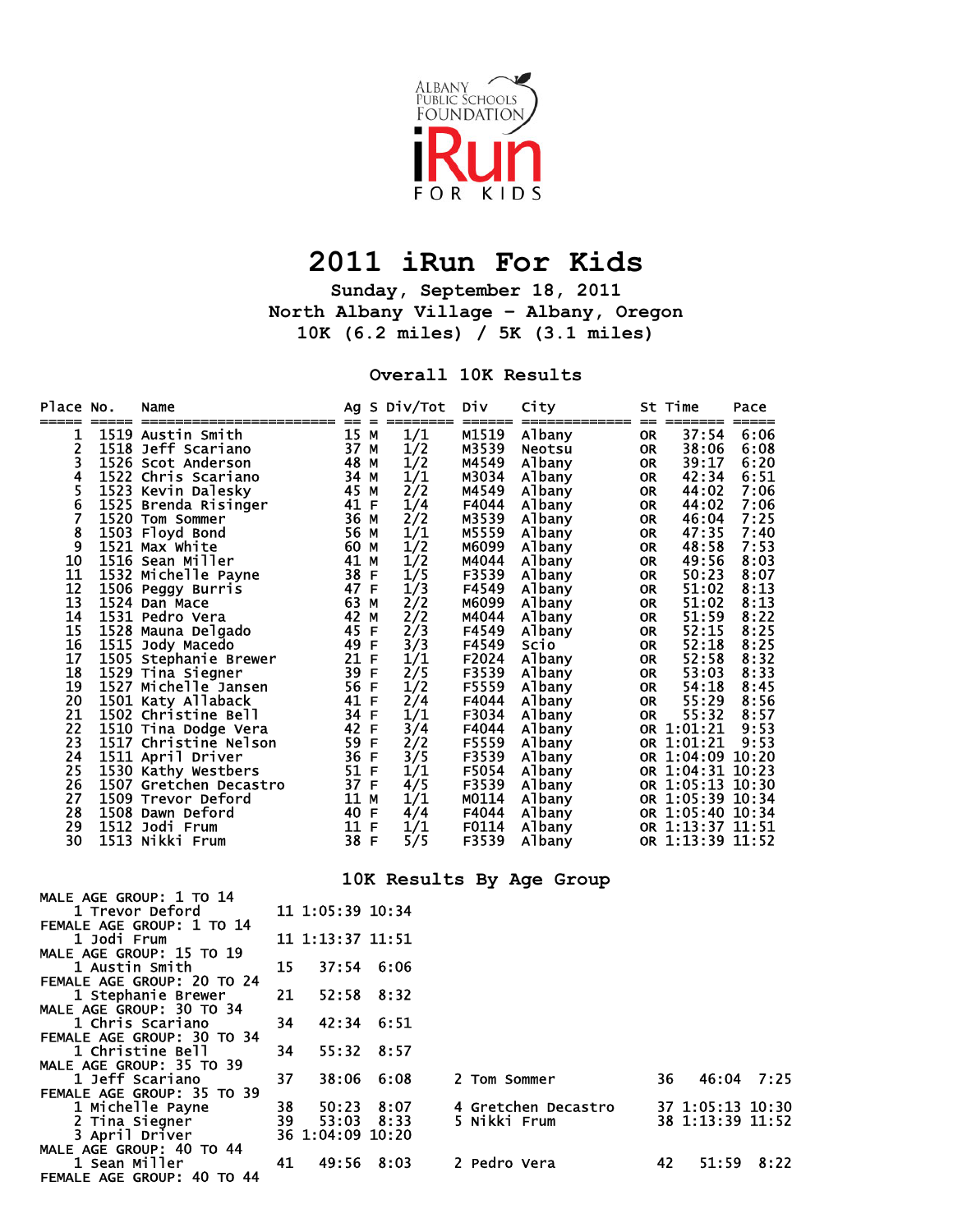Albany Public Schools Foundation iRun FOR KIDS

# 2011 iRun For Kids

**Sunday, September 18, 2011**
**North Albany Village - Albany, Oregon**
**10K (6.2 miles) / 5K (3.1 miles)**

## Overall 10K Results

| Place | No. | Name | Ag | S | Div/Tot | Div | City | St | Time | Pace |
|---|---|---|---|---|---|---|---|---|---|---|
| 1 | 1519 | Austin Smith | 15 | M | 1/1 | M1519 | Albany | OR | 37:54 | 6:06 |
| 2 | 1518 | Jeff Scariano | 37 | M | 1/2 | M3539 | Neotsu | OR | 38:06 | 6:08 |
| 3 | 1526 | Scot Anderson | 48 | M | 1/2 | M4549 | Albany | OR | 39:17 | 6:20 |
| 4 | 1522 | Chris Scariano | 34 | M | 1/1 | M3034 | Albany | OR | 42:34 | 6:51 |
| 5 | 1523 | Kevin Dalesky | 45 | M | 2/2 | M4549 | Albany | OR | 44:02 | 7:06 |
| 6 | 1525 | Brenda Risinger | 41 | F | 1/4 | F4044 | Albany | OR | 44:02 | 7:06 |
| 7 | 1520 | Tom Sommer | 36 | M | 2/2 | M3539 | Albany | OR | 46:04 | 7:25 |
| 8 | 1503 | Floyd Bond | 56 | M | 1/1 | M5559 | Albany | OR | 47:35 | 7:40 |
| 9 | 1521 | Max White | 60 | M | 1/2 | M6099 | Albany | OR | 48:58 | 7:53 |
| 10 | 1516 | Sean Miller | 41 | M | 1/2 | M4044 | Albany | OR | 49:56 | 8:03 |
| 11 | 1532 | Michelle Payne | 38 | F | 1/5 | F3539 | Albany | OR | 50:23 | 8:07 |
| 12 | 1506 | Peggy Burris | 47 | F | 1/3 | F4549 | Albany | OR | 51:02 | 8:13 |
| 13 | 1524 | Dan Mace | 63 | M | 2/2 | M6099 | Albany | OR | 51:02 | 8:13 |
| 14 | 1531 | Pedro Vera | 42 | M | 2/2 | M4044 | Albany | OR | 51:59 | 8:22 |
| 15 | 1528 | Mauna Delgado | 45 | F | 2/3 | F4549 | Albany | OR | 52:15 | 8:25 |
| 16 | 1515 | Jody Macedo | 49 | F | 3/3 | F4549 | Scio | OR | 52:18 | 8:25 |
| 17 | 1505 | Stephanie Brewer | 21 | F | 1/1 | F2024 | Albany | OR | 52:58 | 8:32 |
| 18 | 1529 | Tina Siegner | 39 | F | 2/5 | F3539 | Albany | OR | 53:03 | 8:33 |
| 19 | 1527 | Michelle Jansen | 56 | F | 1/2 | F5559 | Albany | OR | 54:18 | 8:45 |
| 20 | 1501 | Katy Allaback | 41 | F | 2/4 | F4044 | Albany | OR | 55:29 | 8:56 |
| 21 | 1502 | Christine Bell | 34 | F | 1/1 | F3034 | Albany | OR | 55:32 | 8:57 |
| 22 | 1510 | Tina Dodge Vera | 42 | F | 3/4 | F4044 | Albany | OR | 1:01:21 | 9:53 |
| 23 | 1517 | Christine Nelson | 59 | F | 2/2 | F5559 | Albany | OR | 1:01:21 | 9:53 |
| 24 | 1511 | April Driver | 36 | F | 3/5 | F3539 | Albany | OR | 1:04:09 | 10:20 |
| 25 | 1530 | Kathy Westbers | 51 | F | 1/1 | F5054 | Albany | OR | 1:04:31 | 10:23 |
| 26 | 1507 | Gretchen Decastro | 37 | F | 4/5 | F3539 | Albany | OR | 1:05:13 | 10:30 |
| 27 | 1509 | Trevor Deford | 11 | M | 1/1 | M0114 | Albany | OR | 1:05:39 | 10:34 |
| 28 | 1508 | Dawn Deford | 40 | F | 4/4 | F4044 | Albany | OR | 1:05:40 | 10:34 |
| 29 | 1512 | Jodi Frum | 11 | F | 1/1 | F0114 | Albany | OR | 1:13:37 | 11:51 |
| 30 | 1513 | Nikki Frum | 38 | F | 5/5 | F3539 | Albany | OR | 1:13:39 | 11:52 |

## 10K Results By Age Group

**MALE AGE GROUP: 1 TO 14**

| Place | Name | Age | Time | Pace |
|---|---|---|---|---|
| 1 | Trevor Deford | 11 | 1:05:39 | 10:34 |

**FEMALE AGE GROUP: 1 TO 14**

| Place | Name | Age | Time | Pace |
|---|---|---|---|---|
| 1 | Jodi Frum | 11 | 1:13:37 | 11:51 |

**MALE AGE GROUP: 15 TO 19**

| Place | Name | Age | Time | Pace |
|---|---|---|---|---|
| 1 | Austin Smith | 15 | 37:54 | 6:06 |

**FEMALE AGE GROUP: 20 TO 24**

| Place | Name | Age | Time | Pace |
|---|---|---|---|---|
| 1 | Stephanie Brewer | 21 | 52:58 | 8:32 |

**MALE AGE GROUP: 30 TO 34**

| Place | Name | Age | Time | Pace |
|---|---|---|---|---|
| 1 | Chris Scariano | 34 | 42:34 | 6:51 |

**FEMALE AGE GROUP: 30 TO 34**

| Place | Name | Age | Time | Pace |
|---|---|---|---|---|
| 1 | Christine Bell | 34 | 55:32 | 8:57 |

**MALE AGE GROUP: 35 TO 39**

| Place | Name | Age | Time | Pace |
|---|---|---|---|---|
| 1 | Jeff Scariano | 37 | 38:06 | 6:08 |
| 2 | Tom Sommer | 36 | 46:04 | 7:25 |

**FEMALE AGE GROUP: 35 TO 39**

| Place | Name | Age | Time | Pace |
|---|---|---|---|---|
| 1 | Michelle Payne | 38 | 50:23 | 8:07 |
| 2 | Tina Siegner | 39 | 53:03 | 8:33 |
| 3 | April Driver | 36 | 1:04:09 | 10:20 |
| 4 | Gretchen Decastro | 37 | 1:05:13 | 10:30 |
| 5 | Nikki Frum | 38 | 1:13:39 | 11:52 |

**MALE AGE GROUP: 40 TO 44**

| Place | Name | Age | Time | Pace |
|---|---|---|---|---|
| 1 | Sean Miller | 41 | 49:56 | 8:03 |
| 2 | Pedro Vera | 42 | 51:59 | 8:22 |

**FEMALE AGE GROUP: 40 TO 44**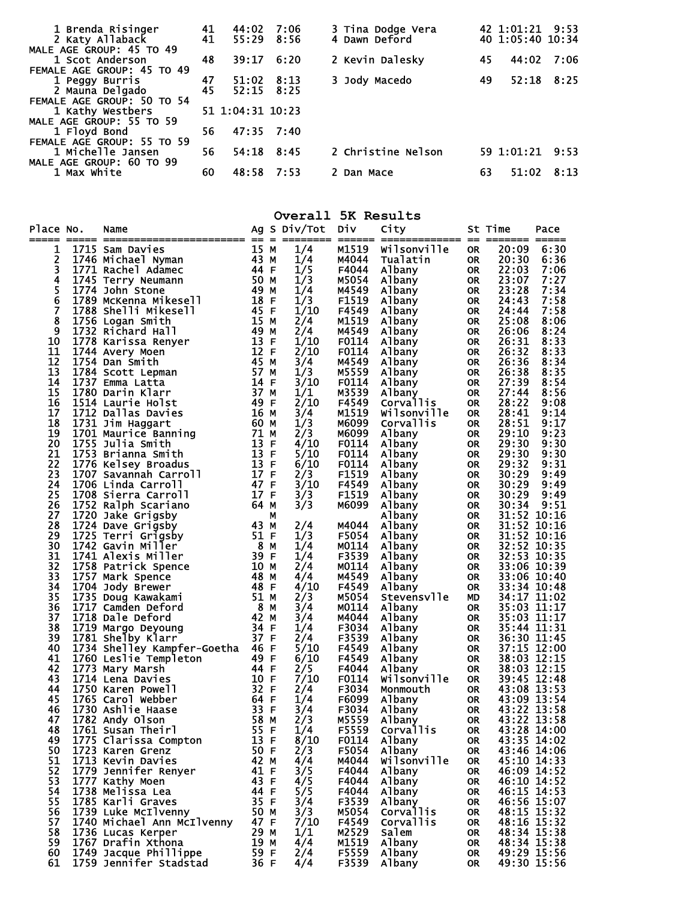| | | | | | | | |
|---|---|---|---|---|---|---|---|
| 1 Brenda Risinger | 41 | 44:02 | 7:06 | 3 Tina Dodge Vera | 42 | 1:01:21 | 9:53 |
| 2 Katy Allaback | 41 | 55:29 | 8:56 | 4 Dawn Deford | 40 | 1:05:40 | 10:34 |

MALE AGE GROUP: 45 TO 49

| | | | | | | | |
|---|---|---|---|---|---|---|---|
| 1 Scot Anderson | 48 | 39:17 | 6:20 | 2 Kevin Dalesky | 45 | 44:02 | 7:06 |

FEMALE AGE GROUP: 45 TO 49

| | | | | | | | |
|---|---|---|---|---|---|---|---|
| 1 Peggy Burris | 47 | 51:02 | 8:13 | 3 Jody Macedo | 49 | 52:18 | 8:25 |
| 2 Mauna Delgado | 45 | 52:15 | 8:25 | | | | |

FEMALE AGE GROUP: 50 TO 54

| | | | |
|---|---|---|---|
| 1 Kathy Westbers | 51 | 1:04:31 | 10:23 |

MALE AGE GROUP: 55 TO 59

| | | | |
|---|---|---|---|
| 1 Floyd Bond | 56 | 47:35 | 7:40 |

FEMALE AGE GROUP: 55 TO 59

| | | | | | | | |
|---|---|---|---|---|---|---|---|
| 1 Michelle Jansen | 56 | 54:18 | 8:45 | 2 Christine Nelson | 59 | 1:01:21 | 9:53 |

MALE AGE GROUP: 60 TO 99

| | | | | | | | |
|---|---|---|---|---|---|---|---|
| 1 Max White | 60 | 48:58 | 7:53 | 2 Dan Mace | 63 | 51:02 | 8:13 |

# Overall 5K Results

| Place | No. | Name | Ag | S | Div/Tot | Div | City | St | Time | Pace |
|---|---|---|---|---|---|---|---|---|---|---|
| 1 | 1715 | Sam Davies | 15 | M | 1/4 | M1519 | Wilsonville | OR | 20:09 | 6:30 |
| 2 | 1746 | Michael Nyman | 43 | M | 1/4 | M4044 | Tualatin | OR | 20:30 | 6:36 |
| 3 | 1771 | Rachel Adamec | 44 | F | 1/5 | F4044 | Albany | OR | 22:03 | 7:06 |
| 4 | 1745 | Terry Neumann | 50 | M | 1/3 | M5054 | Albany | OR | 23:07 | 7:27 |
| 5 | 1774 | John Stone | 49 | M | 1/4 | M4549 | Albany | OR | 23:28 | 7:34 |
| 6 | 1789 | McKenna Mikesell | 18 | F | 1/3 | F1519 | Albany | OR | 24:43 | 7:58 |
| 7 | 1788 | Shelli Mikesell | 45 | F | 1/10 | F4549 | Albany | OR | 24:44 | 7:58 |
| 8 | 1756 | Logan Smith | 15 | M | 2/4 | M1519 | Albany | OR | 25:08 | 8:06 |
| 9 | 1732 | Richard Hall | 49 | M | 2/4 | M4549 | Albany | OR | 26:06 | 8:24 |
| 10 | 1778 | Karissa Renyer | 13 | F | 1/10 | F0114 | Albany | OR | 26:31 | 8:33 |
| 11 | 1744 | Avery Moen | 12 | F | 2/10 | F0114 | Albany | OR | 26:32 | 8:33 |
| 12 | 1754 | Dan Smith | 45 | M | 3/4 | M4549 | Albany | OR | 26:36 | 8:34 |
| 13 | 1784 | Scott Lepman | 57 | M | 1/3 | M5559 | Albany | OR | 26:38 | 8:35 |
| 14 | 1737 | Emma Latta | 14 | F | 3/10 | F0114 | Albany | OR | 27:39 | 8:54 |
| 15 | 1780 | Darin Klarr | 37 | M | 1/1 | M3539 | Albany | OR | 27:44 | 8:56 |
| 16 | 1514 | Laurie Holst | 49 | F | 2/10 | F4549 | Corvallis | OR | 28:22 | 9:08 |
| 17 | 1712 | Dallas Davies | 16 | M | 3/4 | M1519 | Wilsonville | OR | 28:41 | 9:14 |
| 18 | 1731 | Jim Haggart | 60 | M | 1/3 | M6099 | Corvallis | OR | 28:51 | 9:17 |
| 19 | 1701 | Maurice Banning | 71 | M | 2/3 | M6099 | Albany | OR | 29:10 | 9:23 |
| 20 | 1755 | Julia Smith | 13 | F | 4/10 | F0114 | Albany | OR | 29:30 | 9:30 |
| 21 | 1753 | Brianna Smith | 13 | F | 5/10 | F0114 | Albany | OR | 29:30 | 9:30 |
| 22 | 1776 | Kelsey Broadus | 13 | F | 6/10 | F0114 | Albany | OR | 29:32 | 9:31 |
| 23 | 1707 | Savannah Carroll | 17 | F | 2/3 | F1519 | Albany | OR | 30:29 | 9:49 |
| 24 | 1706 | Linda Carroll | 47 | F | 3/10 | F4549 | Albany | OR | 30:29 | 9:49 |
| 25 | 1708 | Sierra Carroll | 17 | F | 3/3 | F1519 | Albany | OR | 30:29 | 9:49 |
| 26 | 1752 | Ralph Scariano | 64 | M | 3/3 | M6099 | Albany | OR | 30:34 | 9:51 |
| 27 | 1720 | Jake Grigsby | | M | | | Albany | OR | 31:52 | 10:16 |
| 28 | 1724 | Dave Grigsby | 43 | M | 2/4 | M4044 | Albany | OR | 31:52 | 10:16 |
| 29 | 1725 | Terri Grigsby | 51 | F | 1/3 | F5054 | Albany | OR | 31:52 | 10:16 |
| 30 | 1742 | Gavin Miller | 8 | M | 1/4 | M0114 | Albany | OR | 32:52 | 10:35 |
| 31 | 1741 | Alexis Miller | 39 | F | 1/4 | F3539 | Albany | OR | 32:53 | 10:35 |
| 32 | 1758 | Patrick Spence | 10 | M | 2/4 | M0114 | Albany | OR | 33:06 | 10:39 |
| 33 | 1757 | Mark Spence | 48 | M | 4/4 | M4549 | Albany | OR | 33:06 | 10:40 |
| 34 | 1704 | Jody Brewer | 48 | F | 4/10 | F4549 | Albany | OR | 33:34 | 10:48 |
| 35 | 1735 | Doug Kawakami | 51 | M | 2/3 | M5054 | Stevensvlle | MD | 34:17 | 11:02 |
| 36 | 1717 | Camden Deford | 8 | M | 3/4 | M0114 | Albany | OR | 35:03 | 11:17 |
| 37 | 1718 | Dale Deford | 42 | M | 3/4 | M4044 | Albany | OR | 35:03 | 11:17 |
| 38 | 1719 | Margo Deyoung | 34 | F | 1/4 | F3034 | Albany | OR | 35:44 | 11:31 |
| 39 | 1781 | Shelby Klarr | 37 | F | 2/4 | F3539 | Albany | OR | 36:30 | 11:45 |
| 40 | 1734 | Shelley Kampfer-Goetha | 46 | F | 5/10 | F4549 | Albany | OR | 37:15 | 12:00 |
| 41 | 1760 | Leslie Templeton | 49 | F | 6/10 | F4549 | Albany | OR | 38:03 | 12:15 |
| 42 | 1773 | Mary Marsh | 44 | F | 2/5 | F4044 | Albany | OR | 38:03 | 12:15 |
| 43 | 1714 | Lena Davies | 10 | F | 7/10 | F0114 | Wilsonville | OR | 39:45 | 12:48 |
| 44 | 1750 | Karen Powell | 32 | F | 2/4 | F3034 | Monmouth | OR | 43:08 | 13:53 |
| 45 | 1765 | Carol Webber | 64 | F | 1/4 | F6099 | Albany | OR | 43:09 | 13:54 |
| 46 | 1730 | Ashlie Haase | 33 | F | 3/4 | F3034 | Albany | OR | 43:22 | 13:58 |
| 47 | 1782 | Andy Olson | 58 | M | 2/3 | M5559 | Albany | OR | 43:22 | 13:58 |
| 48 | 1761 | Susan Theirl | 55 | F | 1/4 | F5559 | Corvallis | OR | 43:28 | 14:00 |
| 49 | 1775 | Clarissa Compton | 13 | F | 8/10 | F0114 | Albany | OR | 43:35 | 14:02 |
| 50 | 1723 | Karen Grenz | 50 | F | 2/3 | F5054 | Albany | OR | 43:46 | 14:06 |
| 51 | 1713 | Kevin Davies | 42 | M | 4/4 | M4044 | Wilsonville | OR | 45:10 | 14:33 |
| 52 | 1779 | Jennifer Renyer | 41 | F | 3/5 | F4044 | Albany | OR | 46:09 | 14:52 |
| 53 | 1777 | Kathy Moen | 43 | F | 4/5 | F4044 | Albany | OR | 46:10 | 14:52 |
| 54 | 1738 | Melissa Lea | 44 | F | 5/5 | F4044 | Albany | OR | 46:15 | 14:53 |
| 55 | 1785 | Karli Graves | 35 | F | 3/4 | F3539 | Albany | OR | 46:56 | 15:07 |
| 56 | 1739 | Luke McIlvenny | 50 | M | 3/3 | M5054 | Corvallis | OR | 48:15 | 15:32 |
| 57 | 1740 | Michael Ann McIlvenny | 47 | F | 7/10 | F4549 | Corvallis | OR | 48:16 | 15:32 |
| 58 | 1736 | Lucas Kerper | 29 | M | 1/1 | M2529 | Salem | OR | 48:34 | 15:38 |
| 59 | 1767 | Drafin Xthona | 19 | M | 4/4 | M1519 | Albany | OR | 48:34 | 15:38 |
| 60 | 1749 | Jacque Phillippe | 59 | F | 2/4 | F5559 | Albany | OR | 49:29 | 15:56 |
| 61 | 1759 | Jennifer Stadstad | 36 | F | 4/4 | F3539 | Albany | OR | 49:30 | 15:56 |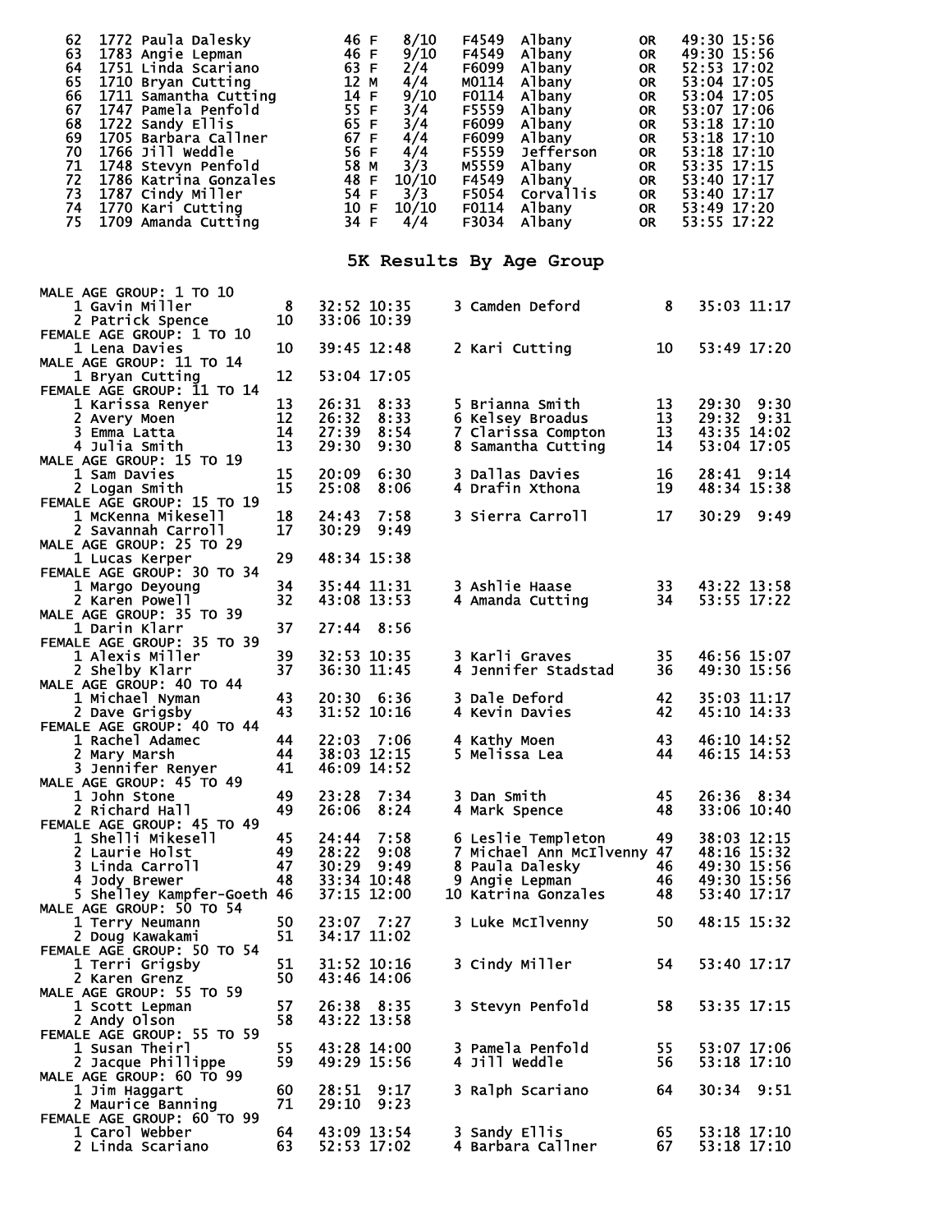| | | | | | | | | | | |
|---|---|---|---|---|---|---|---|---|---|---|
| 62 | 1772 | Paula Dalesky | 46 | F | 8/10 | F4549 | Albany | OR | 49:30 | 15:56 |
| 63 | 1783 | Angie Lepman | 46 | F | 9/10 | F4549 | Albany | OR | 49:30 | 15:56 |
| 64 | 1751 | Linda Scariano | 63 | F | 2/4 | F6099 | Albany | OR | 52:53 | 17:02 |
| 65 | 1710 | Bryan Cutting | 12 | M | 4/4 | M0114 | Albany | OR | 53:04 | 17:05 |
| 66 | 1711 | Samantha Cutting | 14 | F | 9/10 | F0114 | Albany | OR | 53:04 | 17:05 |
| 67 | 1747 | Pamela Penfold | 55 | F | 3/4 | F5559 | Albany | OR | 53:07 | 17:06 |
| 68 | 1722 | Sandy Ellis | 65 | F | 3/4 | F6099 | Albany | OR | 53:18 | 17:10 |
| 69 | 1705 | Barbara Callner | 67 | F | 4/4 | F6099 | Albany | OR | 53:18 | 17:10 |
| 70 | 1766 | Jill Weddle | 56 | F | 4/4 | F5559 | Jefferson | OR | 53:18 | 17:10 |
| 71 | 1748 | Stevyn Penfold | 58 | M | 3/3 | M5559 | Albany | OR | 53:35 | 17:15 |
| 72 | 1786 | Katrina Gonzales | 48 | F | 10/10 | F4549 | Albany | OR | 53:40 | 17:17 |
| 73 | 1787 | Cindy Miller | 54 | F | 3/3 | F5054 | Corvallis | OR | 53:40 | 17:17 |
| 74 | 1770 | Kari Cutting | 10 | F | 10/10 | F0114 | Albany | OR | 53:49 | 17:20 |
| 75 | 1709 | Amanda Cutting | 34 | F | 4/4 | F3034 | Albany | OR | 53:55 | 17:22 |

## 5K Results By Age Group

MALE AGE GROUP: 1 TO 10

| | | | | | | | | | |
|---|---|---|---|---|---|---|---|---|---|
| 1 | Gavin Miller | 8 | 32:52 | 10:35 | 3 | Camden Deford | 8 | 35:03 | 11:17 |
| 2 | Patrick Spence | 10 | 33:06 | 10:39 | | | | | |

FEMALE AGE GROUP: 1 TO 10

| | | | | | | | | | |
|---|---|---|---|---|---|---|---|---|---|
| 1 | Lena Davies | 10 | 39:45 | 12:48 | 2 | Kari Cutting | 10 | 53:49 | 17:20 |

MALE AGE GROUP: 11 TO 14

| | | | | |
|---|---|---|---|---|
| 1 | Bryan Cutting | 12 | 53:04 | 17:05 |

FEMALE AGE GROUP: 11 TO 14

| | | | | | | | | | |
|---|---|---|---|---|---|---|---|---|---|
| 1 | Karissa Renyer | 13 | 26:31 | 8:33 | 5 | Brianna Smith | 13 | 29:30 | 9:30 |
| 2 | Avery Moen | 12 | 26:32 | 8:33 | 6 | Kelsey Broadus | 13 | 29:32 | 9:31 |
| 3 | Emma Latta | 14 | 27:39 | 8:54 | 7 | Clarissa Compton | 13 | 43:35 | 14:02 |
| 4 | Julia Smith | 13 | 29:30 | 9:30 | 8 | Samantha Cutting | 14 | 53:04 | 17:05 |

MALE AGE GROUP: 15 TO 19

| | | | | | | | | | |
|---|---|---|---|---|---|---|---|---|---|
| 1 | Sam Davies | 15 | 20:09 | 6:30 | 3 | Dallas Davies | 16 | 28:41 | 9:14 |
| 2 | Logan Smith | 15 | 25:08 | 8:06 | 4 | Drafin Xthona | 19 | 48:34 | 15:38 |

FEMALE AGE GROUP: 15 TO 19

| | | | | | | | | | |
|---|---|---|---|---|---|---|---|---|---|
| 1 | McKenna Mikesell | 18 | 24:43 | 7:58 | 3 | Sierra Carroll | 17 | 30:29 | 9:49 |
| 2 | Savannah Carroll | 17 | 30:29 | 9:49 | | | | | |

MALE AGE GROUP: 25 TO 29

| | | | | |
|---|---|---|---|---|
| 1 | Lucas Kerper | 29 | 48:34 | 15:38 |

FEMALE AGE GROUP: 30 TO 34

| | | | | | | | | | |
|---|---|---|---|---|---|---|---|---|---|
| 1 | Margo Deyoung | 34 | 35:44 | 11:31 | 3 | Ashlie Haase | 33 | 43:22 | 13:58 |
| 2 | Karen Powell | 32 | 43:08 | 13:53 | 4 | Amanda Cutting | 34 | 53:55 | 17:22 |

MALE AGE GROUP: 35 TO 39

| | | | | |
|---|---|---|---|---|
| 1 | Darin Klarr | 37 | 27:44 | 8:56 |

FEMALE AGE GROUP: 35 TO 39

| | | | | | | | | | |
|---|---|---|---|---|---|---|---|---|---|
| 1 | Alexis Miller | 39 | 32:53 | 10:35 | 3 | Karli Graves | 35 | 46:56 | 15:07 |
| 2 | Shelby Klarr | 37 | 36:30 | 11:45 | 4 | Jennifer Stadstad | 36 | 49:30 | 15:56 |

MALE AGE GROUP: 40 TO 44

| | | | | | | | | | |
|---|---|---|---|---|---|---|---|---|---|
| 1 | Michael Nyman | 43 | 20:30 | 6:36 | 3 | Dale Deford | 42 | 35:03 | 11:17 |
| 2 | Dave Grigsby | 43 | 31:52 | 10:16 | 4 | Kevin Davies | 42 | 45:10 | 14:33 |

FEMALE AGE GROUP: 40 TO 44

| | | | | | | | | | |
|---|---|---|---|---|---|---|---|---|---|
| 1 | Rachel Adamec | 44 | 22:03 | 7:06 | 4 | Kathy Moen | 43 | 46:10 | 14:52 |
| 2 | Mary Marsh | 44 | 38:03 | 12:15 | 5 | Melissa Lea | 44 | 46:15 | 14:53 |
| 3 | Jennifer Renyer | 41 | 46:09 | 14:52 | | | | | |

MALE AGE GROUP: 45 TO 49

| | | | | | | | | | |
|---|---|---|---|---|---|---|---|---|---|
| 1 | John Stone | 49 | 23:28 | 7:34 | 3 | Dan Smith | 45 | 26:36 | 8:34 |
| 2 | Richard Hall | 49 | 26:06 | 8:24 | 4 | Mark Spence | 48 | 33:06 | 10:40 |

FEMALE AGE GROUP: 45 TO 49

| | | | | | | | | | |
|---|---|---|---|---|---|---|---|---|---|
| 1 | Shelli Mikesell | 45 | 24:44 | 7:58 | 6 | Leslie Templeton | 49 | 38:03 | 12:15 |
| 2 | Laurie Holst | 49 | 28:22 | 9:08 | 7 | Michael Ann McIlvenny | 47 | 48:16 | 15:32 |
| 3 | Linda Carroll | 47 | 30:29 | 9:49 | 8 | Paula Dalesky | 46 | 49:30 | 15:56 |
| 4 | Jody Brewer | 48 | 33:34 | 10:48 | 9 | Angie Lepman | 46 | 49:30 | 15:56 |
| 5 | Shelley Kampfer-Goeth | 46 | 37:15 | 12:00 | 10 | Katrina Gonzales | 48 | 53:40 | 17:17 |

MALE AGE GROUP: 50 TO 54

| | | | | | | | | | |
|---|---|---|---|---|---|---|---|---|---|
| 1 | Terry Neumann | 50 | 23:07 | 7:27 | 3 | Luke McIlvenny | 50 | 48:15 | 15:32 |
| 2 | Doug Kawakami | 51 | 34:17 | 11:02 | | | | | |

FEMALE AGE GROUP: 50 TO 54

| | | | | | | | | | |
|---|---|---|---|---|---|---|---|---|---|
| 1 | Terri Grigsby | 51 | 31:52 | 10:16 | 3 | Cindy Miller | 54 | 53:40 | 17:17 |
| 2 | Karen Grenz | 50 | 43:46 | 14:06 | | | | | |

MALE AGE GROUP: 55 TO 59

| | | | | | | | | | |
|---|---|---|---|---|---|---|---|---|---|
| 1 | Scott Lepman | 57 | 26:38 | 8:35 | 3 | Stevyn Penfold | 58 | 53:35 | 17:15 |
| 2 | Andy Olson | 58 | 43:22 | 13:58 | | | | | |

FEMALE AGE GROUP: 55 TO 59

| | | | | | | | | | |
|---|---|---|---|---|---|---|---|---|---|
| 1 | Susan Theirl | 55 | 43:28 | 14:00 | 3 | Pamela Penfold | 55 | 53:07 | 17:06 |
| 2 | Jacque Phillippe | 59 | 49:29 | 15:56 | 4 | Jill Weddle | 56 | 53:18 | 17:10 |

MALE AGE GROUP: 60 TO 99

| | | | | | | | | | |
|---|---|---|---|---|---|---|---|---|---|
| 1 | Jim Haggart | 60 | 28:51 | 9:17 | 3 | Ralph Scariano | 64 | 30:34 | 9:51 |
| 2 | Maurice Banning | 71 | 29:10 | 9:23 | | | | | |

FEMALE AGE GROUP: 60 TO 99

| | | | | | | | | | |
|---|---|---|---|---|---|---|---|---|---|
| 1 | Carol Webber | 64 | 43:09 | 13:54 | 3 | Sandy Ellis | 65 | 53:18 | 17:10 |
| 2 | Linda Scariano | 63 | 52:53 | 17:02 | 4 | Barbara Callner | 67 | 53:18 | 17:10 |